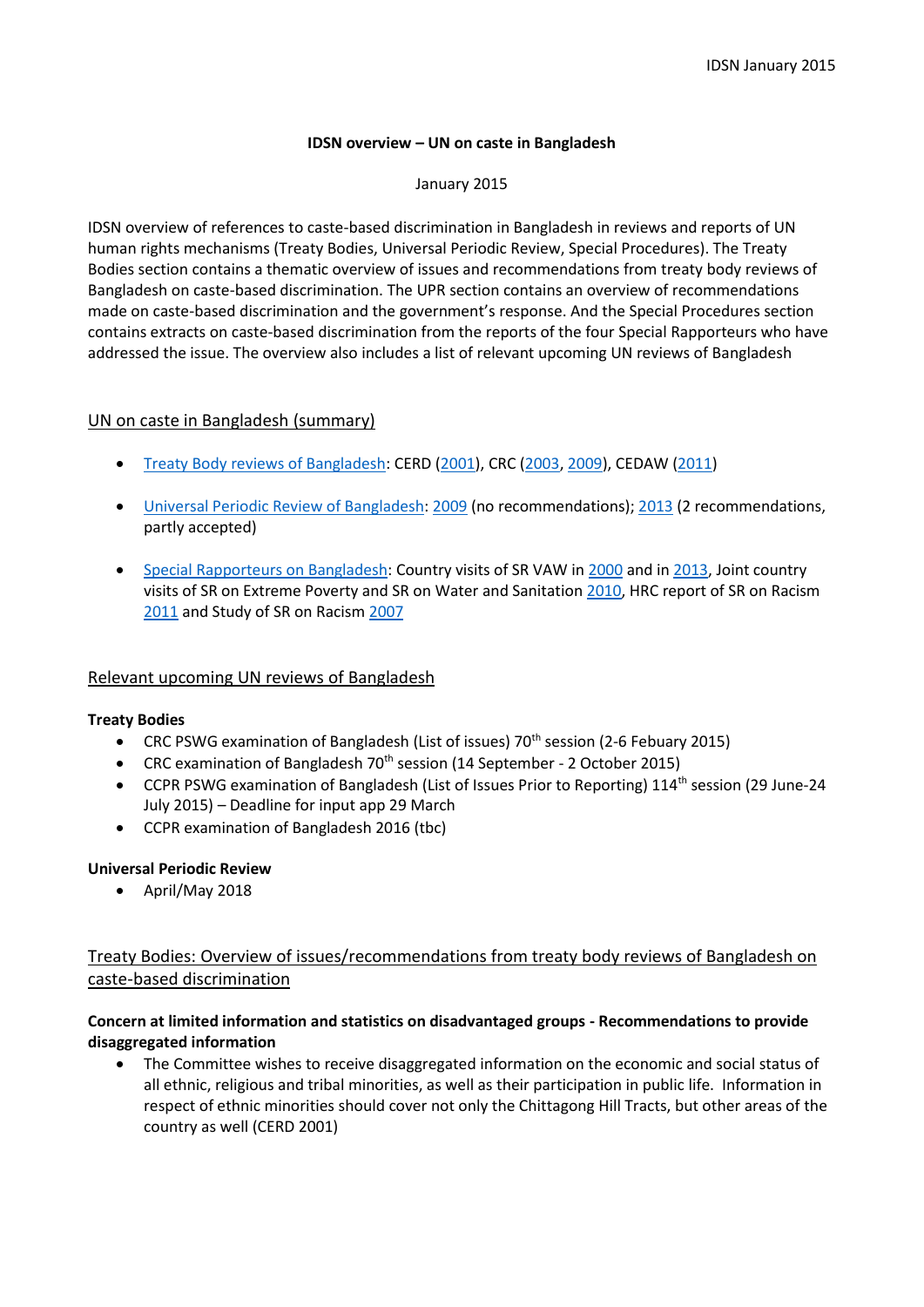IDSN January 2015

**IDSN overview – UN on caste in Bangladesh**

January 2015

IDSN overview of references to caste-based discrimination in Bangladesh in reviews and reports of UN human rights mechanisms (Treaty Bodies, Universal Periodic Review, Special Procedures). The Treaty Bodies section contains a thematic overview of issues and recommendations from treaty body reviews of Bangladesh on caste-based discrimination. The UPR section contains an overview of recommendations made on caste-based discrimination and the government's response. And the Special Procedures section contains extracts on caste-based discrimination from the reports of the four Special Rapporteurs who have addressed the issue. The overview also includes a list of relevant upcoming UN reviews of Bangladesh

## UN on caste in Bangladesh (summary)

- Treaty Body reviews of Bangladesh: CERD (2001), CRC (2003, 2009), CEDAW (2011)
- Universal Periodic Review of Bangladesh: 2009 (no recommendations); 2013 (2 recommendations, partly accepted)
- Special Rapporteurs on Bangladesh: Country visits of SR VAW in 2000 and in 2013, Joint country visits of SR on Extreme Poverty and SR on Water and Sanitation 2010, HRC report of SR on Racism 2011 and Study of SR on Racism 2007

## Relevant upcoming UN reviews of Bangladesh

**Treaty Bodies**

- CRC PSWG examination of Bangladesh (List of issues) 70th session (2-6 Febuary 2015)
- CRC examination of Bangladesh 70th session (14 September - 2 October 2015)
- CCPR PSWG examination of Bangladesh (List of Issues Prior to Reporting) 114th session (29 June-24 July 2015) – Deadline for input app 29 March
- CCPR examination of Bangladesh 2016 (tbc)

**Universal Periodic Review**

- April/May 2018

## Treaty Bodies: Overview of issues/recommendations from treaty body reviews of Bangladesh on caste-based discrimination

**Concern at limited information and statistics on disadvantaged groups - Recommendations to provide disaggregated information**

- The Committee wishes to receive disaggregated information on the economic and social status of all ethnic, religious and tribal minorities, as well as their participation in public life. Information in respect of ethnic minorities should cover not only the Chittagong Hill Tracts, but other areas of the country as well (CERD 2001)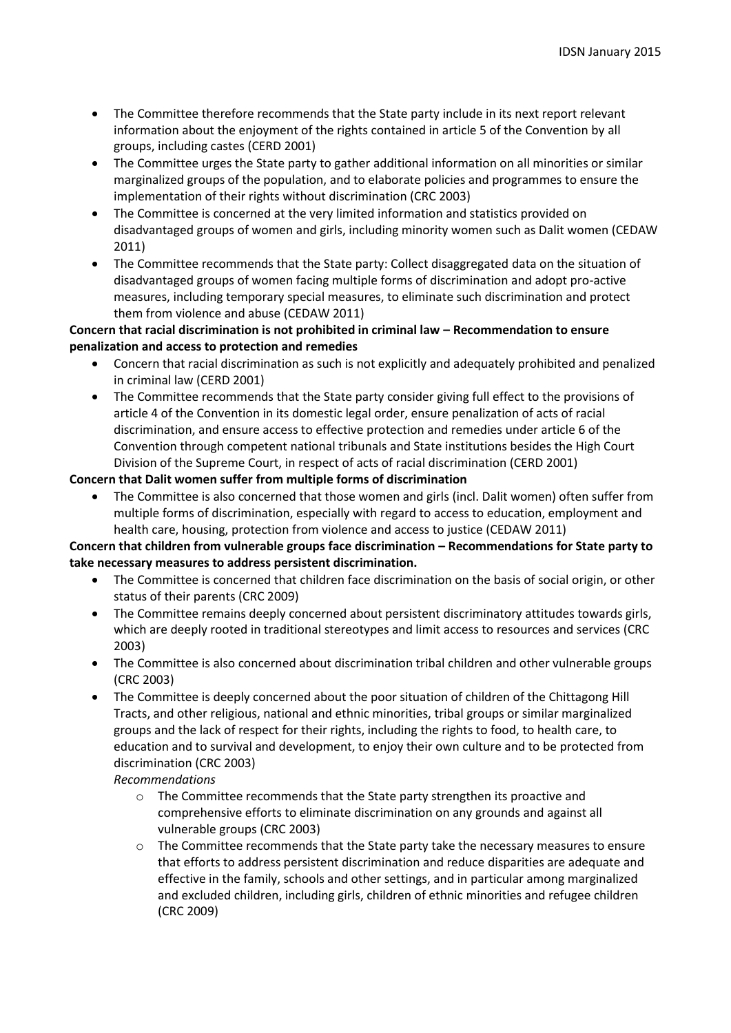- The Committee therefore recommends that the State party include in its next report relevant information about the enjoyment of the rights contained in article 5 of the Convention by all groups, including castes (CERD 2001)
- The Committee urges the State party to gather additional information on all minorities or similar marginalized groups of the population, and to elaborate policies and programmes to ensure the implementation of their rights without discrimination (CRC 2003)
- The Committee is concerned at the very limited information and statistics provided on disadvantaged groups of women and girls, including minority women such as Dalit women (CEDAW 2011)
- The Committee recommends that the State party: Collect disaggregated data on the situation of disadvantaged groups of women facing multiple forms of discrimination and adopt pro-active measures, including temporary special measures, to eliminate such discrimination and protect them from violence and abuse (CEDAW 2011)

**Concern that racial discrimination is not prohibited in criminal law – Recommendation to ensure penalization and access to protection and remedies**

- Concern that racial discrimination as such is not explicitly and adequately prohibited and penalized in criminal law (CERD 2001)
- The Committee recommends that the State party consider giving full effect to the provisions of article 4 of the Convention in its domestic legal order, ensure penalization of acts of racial discrimination, and ensure access to effective protection and remedies under article 6 of the Convention through competent national tribunals and State institutions besides the High Court Division of the Supreme Court, in respect of acts of racial discrimination (CERD 2001)

**Concern that Dalit women suffer from multiple forms of discrimination**

- The Committee is also concerned that those women and girls (incl. Dalit women) often suffer from multiple forms of discrimination, especially with regard to access to education, employment and health care, housing, protection from violence and access to justice (CEDAW 2011)

**Concern that children from vulnerable groups face discrimination – Recommendations for State party to take necessary measures to address persistent discrimination.**

- The Committee is concerned that children face discrimination on the basis of social origin, or other status of their parents (CRC 2009)
- The Committee remains deeply concerned about persistent discriminatory attitudes towards girls, which are deeply rooted in traditional stereotypes and limit access to resources and services (CRC 2003)
- The Committee is also concerned about discrimination tribal children and other vulnerable groups (CRC 2003)
- The Committee is deeply concerned about the poor situation of children of the Chittagong Hill Tracts, and other religious, national and ethnic minorities, tribal groups or similar marginalized groups and the lack of respect for their rights, including the rights to food, to health care, to education and to survival and development, to enjoy their own culture and to be protected from discrimination (CRC 2003)

  *Recommendations*

  - The Committee recommends that the State party strengthen its proactive and comprehensive efforts to eliminate discrimination on any grounds and against all vulnerable groups (CRC 2003)
  - The Committee recommends that the State party take the necessary measures to ensure that efforts to address persistent discrimination and reduce disparities are adequate and effective in the family, schools and other settings, and in particular among marginalized and excluded children, including girls, children of ethnic minorities and refugee children (CRC 2009)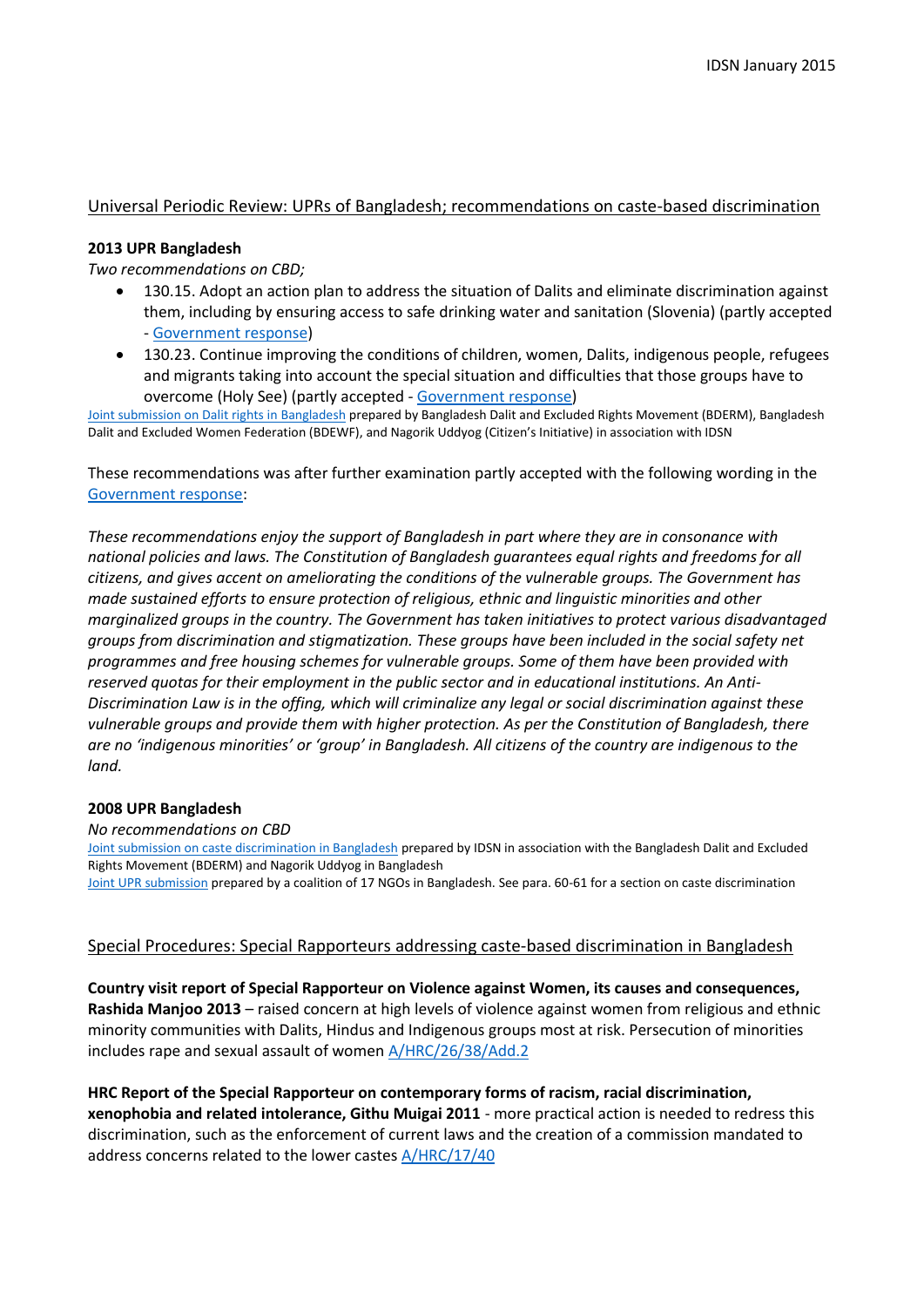## Universal Periodic Review: UPRs of Bangladesh; recommendations on caste-based discrimination

**2013 UPR Bangladesh**

*Two recommendations on CBD;*

- 130.15. Adopt an action plan to address the situation of Dalits and eliminate discrimination against them, including by ensuring access to safe drinking water and sanitation (Slovenia) (partly accepted - Government response)
- 130.23. Continue improving the conditions of children, women, Dalits, indigenous people, refugees and migrants taking into account the special situation and difficulties that those groups have to overcome (Holy See) (partly accepted - Government response)

Joint submission on Dalit rights in Bangladesh prepared by Bangladesh Dalit and Excluded Rights Movement (BDERM), Bangladesh Dalit and Excluded Women Federation (BDEWF), and Nagorik Uddyog (Citizen's Initiative) in association with IDSN

These recommendations was after further examination partly accepted with the following wording in the Government response:

*These recommendations enjoy the support of Bangladesh in part where they are in consonance with national policies and laws. The Constitution of Bangladesh guarantees equal rights and freedoms for all citizens, and gives accent on ameliorating the conditions of the vulnerable groups. The Government has made sustained efforts to ensure protection of religious, ethnic and linguistic minorities and other marginalized groups in the country. The Government has taken initiatives to protect various disadvantaged groups from discrimination and stigmatization. These groups have been included in the social safety net programmes and free housing schemes for vulnerable groups. Some of them have been provided with reserved quotas for their employment in the public sector and in educational institutions. An Anti-Discrimination Law is in the offing, which will criminalize any legal or social discrimination against these vulnerable groups and provide them with higher protection. As per the Constitution of Bangladesh, there are no 'indigenous minorities' or 'group' in Bangladesh. All citizens of the country are indigenous to the land.*

**2008 UPR Bangladesh**

*No recommendations on CBD*

Joint submission on caste discrimination in Bangladesh prepared by IDSN in association with the Bangladesh Dalit and Excluded Rights Movement (BDERM) and Nagorik Uddyog in Bangladesh

Joint UPR submission prepared by a coalition of 17 NGOs in Bangladesh. See para. 60-61 for a section on caste discrimination

## Special Procedures: Special Rapporteurs addressing caste-based discrimination in Bangladesh

**Country visit report of Special Rapporteur on Violence against Women, its causes and consequences, Rashida Manjoo 2013** – raised concern at high levels of violence against women from religious and ethnic minority communities with Dalits, Hindus and Indigenous groups most at risk. Persecution of minorities includes rape and sexual assault of women A/HRC/26/38/Add.2

**HRC Report of the Special Rapporteur on contemporary forms of racism, racial discrimination, xenophobia and related intolerance, Githu Muigai 2011** - more practical action is needed to redress this discrimination, such as the enforcement of current laws and the creation of a commission mandated to address concerns related to the lower castes A/HRC/17/40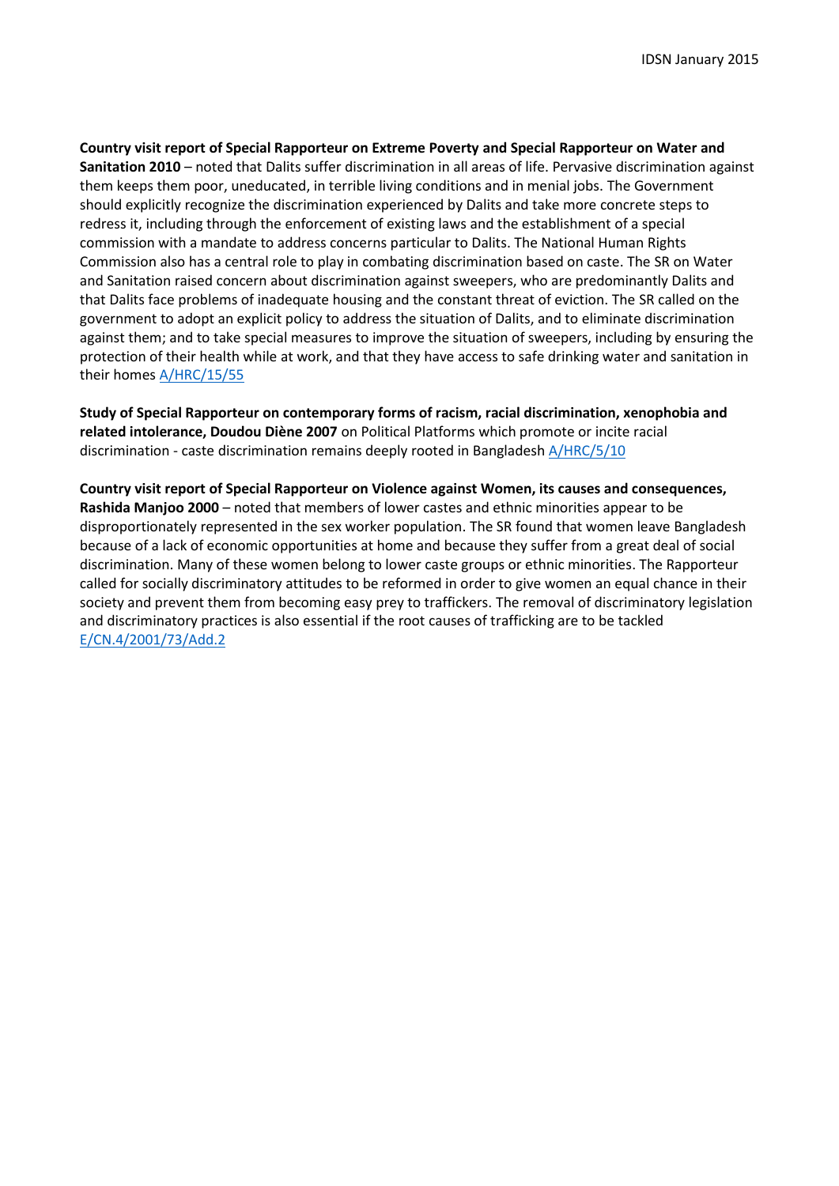**Country visit report of Special Rapporteur on Extreme Poverty and Special Rapporteur on Water and Sanitation 2010** – noted that Dalits suffer discrimination in all areas of life. Pervasive discrimination against them keeps them poor, uneducated, in terrible living conditions and in menial jobs. The Government should explicitly recognize the discrimination experienced by Dalits and take more concrete steps to redress it, including through the enforcement of existing laws and the establishment of a special commission with a mandate to address concerns particular to Dalits. The National Human Rights Commission also has a central role to play in combating discrimination based on caste. The SR on Water and Sanitation raised concern about discrimination against sweepers, who are predominantly Dalits and that Dalits face problems of inadequate housing and the constant threat of eviction. The SR called on the government to adopt an explicit policy to address the situation of Dalits, and to eliminate discrimination against them; and to take special measures to improve the situation of sweepers, including by ensuring the protection of their health while at work, and that they have access to safe drinking water and sanitation in their homes A/HRC/15/55

**Study of Special Rapporteur on contemporary forms of racism, racial discrimination, xenophobia and related intolerance, Doudou Diène 2007** on Political Platforms which promote or incite racial discrimination - caste discrimination remains deeply rooted in Bangladesh A/HRC/5/10

**Country visit report of Special Rapporteur on Violence against Women, its causes and consequences, Rashida Manjoo 2000** – noted that members of lower castes and ethnic minorities appear to be disproportionately represented in the sex worker population. The SR found that women leave Bangladesh because of a lack of economic opportunities at home and because they suffer from a great deal of social discrimination. Many of these women belong to lower caste groups or ethnic minorities. The Rapporteur called for socially discriminatory attitudes to be reformed in order to give women an equal chance in their society and prevent them from becoming easy prey to traffickers. The removal of discriminatory legislation and discriminatory practices is also essential if the root causes of trafficking are to be tackled E/CN.4/2001/73/Add.2